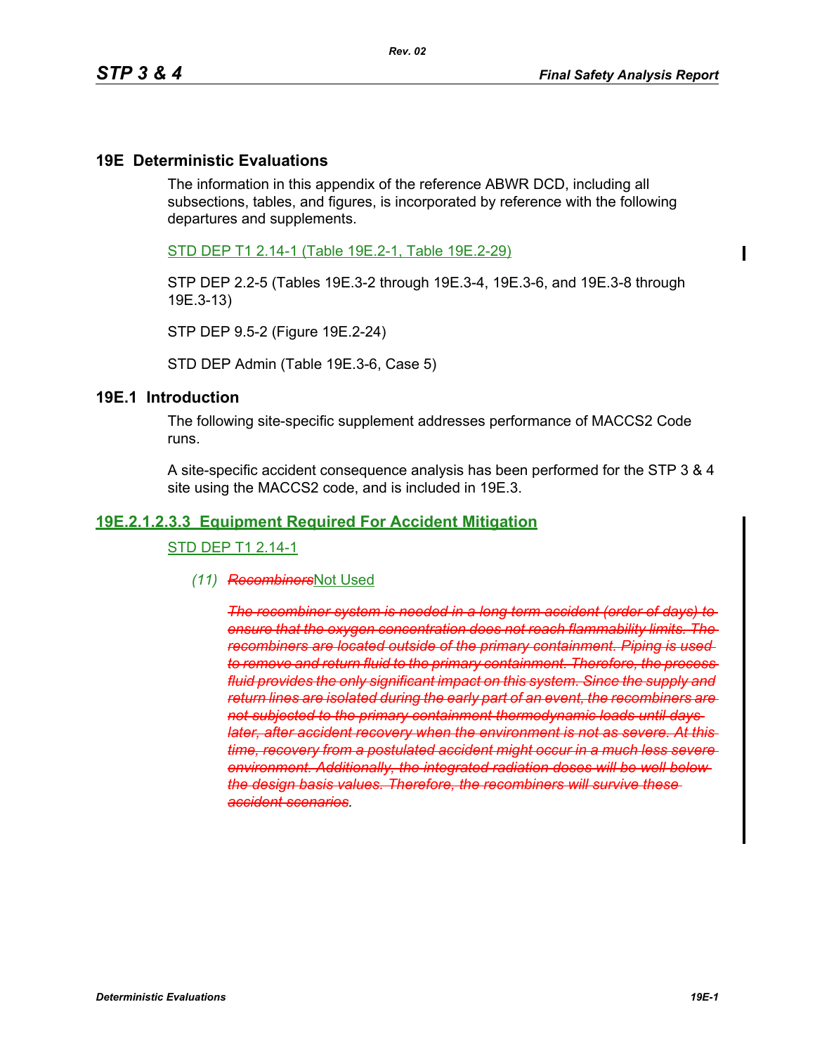# 19E Deterministic Evaluations

The information in this appendix of the reference ABWR DCD, including all subsections, tables, and figures, is incorporated by reference with the following departures and supplements.

STD DEP T1 2.14-1 (Table 19E.2-1, Table 19E.2-29)

STP DEP 2.2-5 (Tables 19E.3-2 through 19E.3-4, 19E.3-6, and 19E.3-8 through 19E.3-13)

STP DEP 9.5-2 (Figure 19E.2-24)

STD DEP Admin (Table 19E.3-6, Case 5)

## 19E.1 Introduction

The following site-specific supplement addresses performance of MACCS2 Code runs.

A site-specific accident consequence analysis has been performed for the STP 3 & 4 site using the MACCS2 code, and is included in 19E.3.

## 19E.2.1.2.3.3 Equipment Required For Accident Mitigation

STD DEP T1 2.14-1

*(11)* ~~*Recombiners*~~Not Used

~~*The recombiner system is needed in a long term accident (order of days) to ensure that the oxygen concentration does not reach flammability limits. The recombiners are located outside of the primary containment. Piping is used to remove and return fluid to the primary containment. Therefore, the process fluid provides the only significant impact on this system. Since the supply and return lines are isolated during the early part of an event, the recombiners are not subjected to the primary containment thermodynamic loads until days later, after accident recovery when the environment is not as severe. At this time, recovery from a postulated accident might occur in a much less severe environment. Additionally, the integrated radiation doses will be well below the design basis values. Therefore, the recombiners will survive these accident scenarios.*~~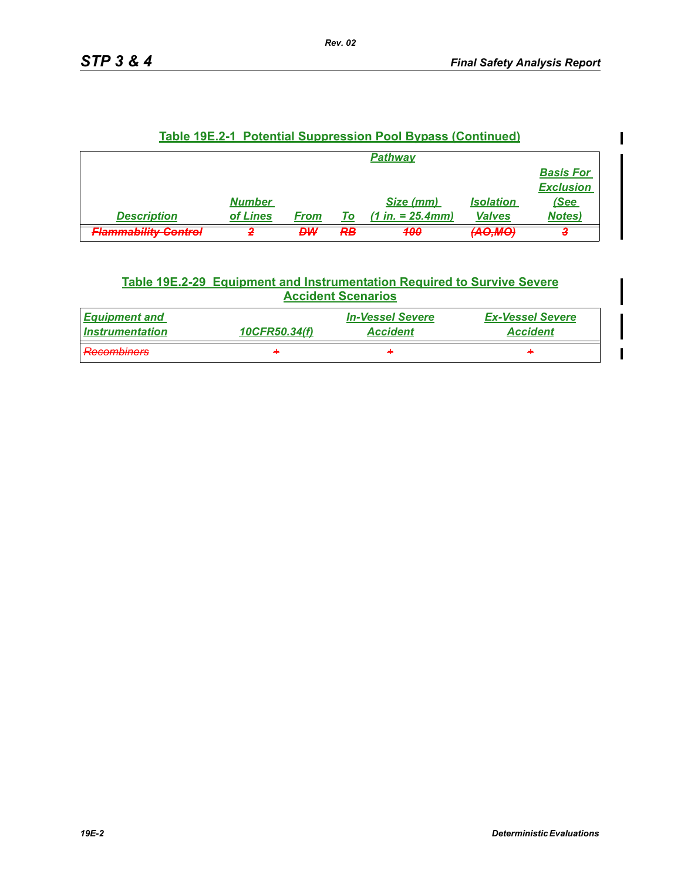**Table 19E.2-1 Potential Suppression Pool Bypass (Continued)**

| | Pathway | | | | | |
|---|---|---|---|---|---|---|
| *Description* | *Number of Lines* | *From* | *To* | *Size (mm) (1 in. = 25.4mm)* | *Isolation Valves* | *Basis For Exclusion (See Notes)* |
| ~~Flammability Control~~ | ~~2~~ | ~~DW~~ | ~~RB~~ | ~~100~~ | ~~(AO,MO)~~ | ~~3~~ |

**Table 19E.2-29 Equipment and Instrumentation Required to Survive Severe Accident Scenarios**

| *Equipment and Instrumentation* | *10CFR50.34(f)* | *In-Vessel Severe Accident* | *Ex-Vessel Severe Accident* |
|---|---|---|---|
| ~~Recombiners~~ | ~~+~~ | ~~+~~ | ~~+~~ |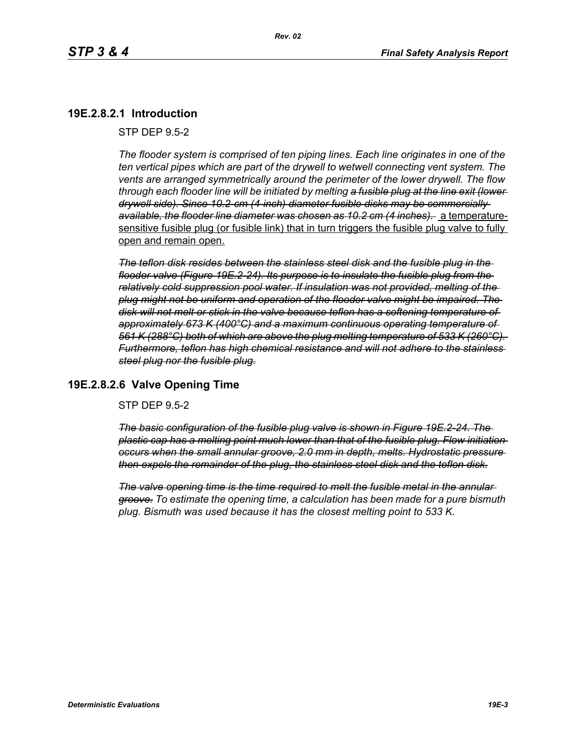## 19E.2.8.2.1 Introduction

STP DEP 9.5-2

*The flooder system is comprised of ten piping lines. Each line originates in one of the ten vertical pipes which are part of the drywell to wetwell connecting vent system. The vents are arranged symmetrically around the perimeter of the lower drywell. The flow through each flooder line will be initiated by melting ~~a fusible plug at the line exit (lower drywell side). Since 10.2-cm (4-inch) diameter fusible disks may be commercially available, the flooder line diameter was chosen as 10.2 cm (4 inches).~~* <u>a temperature-sensitive fusible plug (or fusible link) that in turn triggers the fusible plug valve to fully open and remain open.</u>

~~*The teflon disk resides between the stainless steel disk and the fusible plug in the flooder valve (Figure 19E.2-24). Its purpose is to insulate the fusible plug from the relatively cold suppression pool water. If insulation was not provided, melting of the plug might not be uniform and operation of the flooder valve might be impaired. The disk will not melt or stick in the valve because teflon has a softening temperature of approximately 673 K (400°C) and a maximum continuous operating temperature of 561 K (288°C) both of which are above the plug melting temperature of 533 K (260°C). Furthermore, teflon has high chemical resistance and will not adhere to the stainless steel plug nor the fusible plug.*~~

## 19E.2.8.2.6 Valve Opening Time

STP DEP 9.5-2

~~*The basic configuration of the fusible plug valve is shown in Figure 19E.2-24. The plastic cap has a melting point much lower than that of the fusible plug. Flow initiation occurs when the small annular groove, 2.0 mm in depth, melts. Hydrostatic pressure then expels the remainder of the plug, the stainless steel disk and the teflon disk.*~~

~~*The valve opening time is the time required to melt the fusible metal in the annular groove.*~~ *To estimate the opening time, a calculation has been made for a pure bismuth plug. Bismuth was used because it has the closest melting point to 533 K.*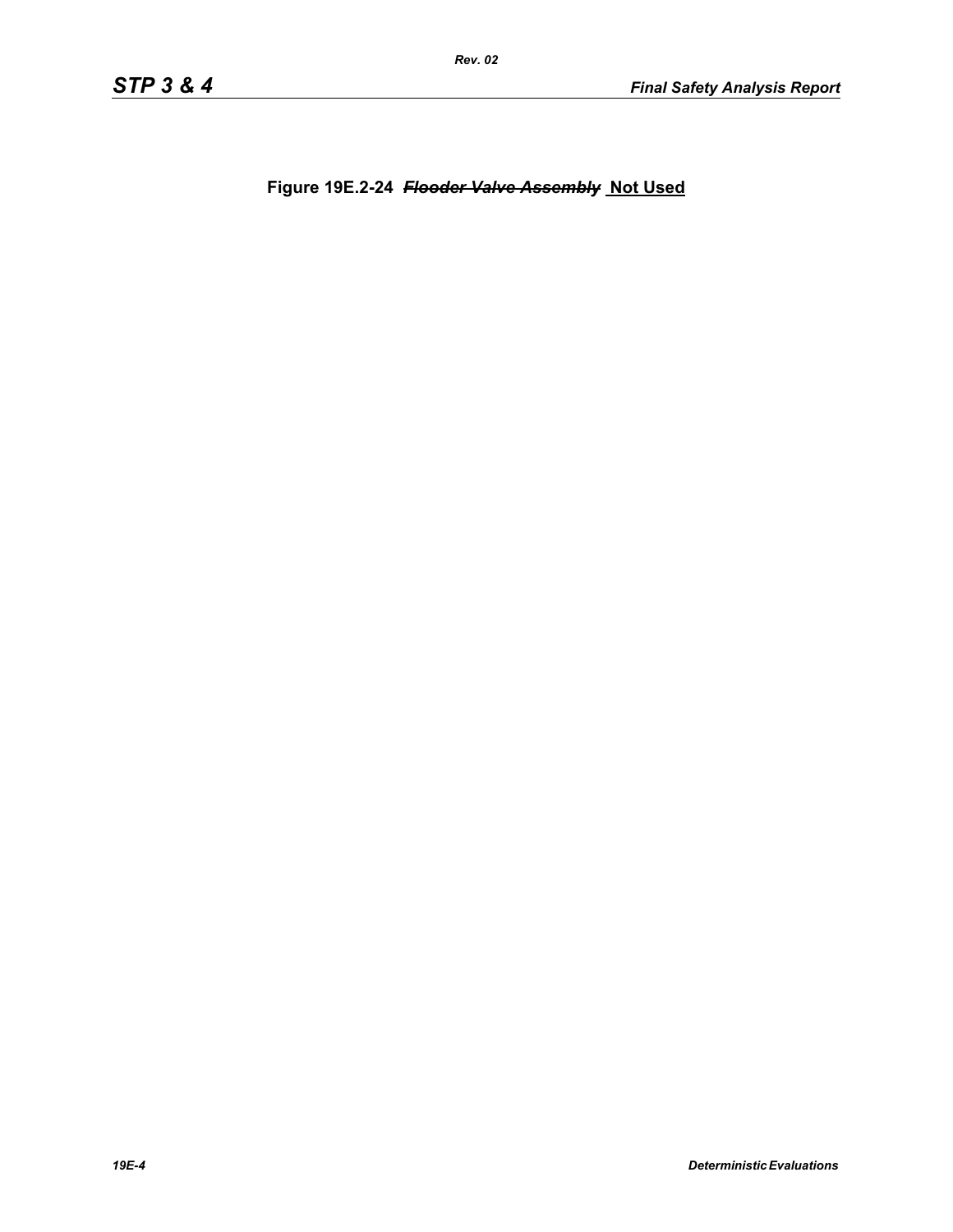**Figure 19E.2-24 ~~*Flooder Valve Assembly*~~ Not Used**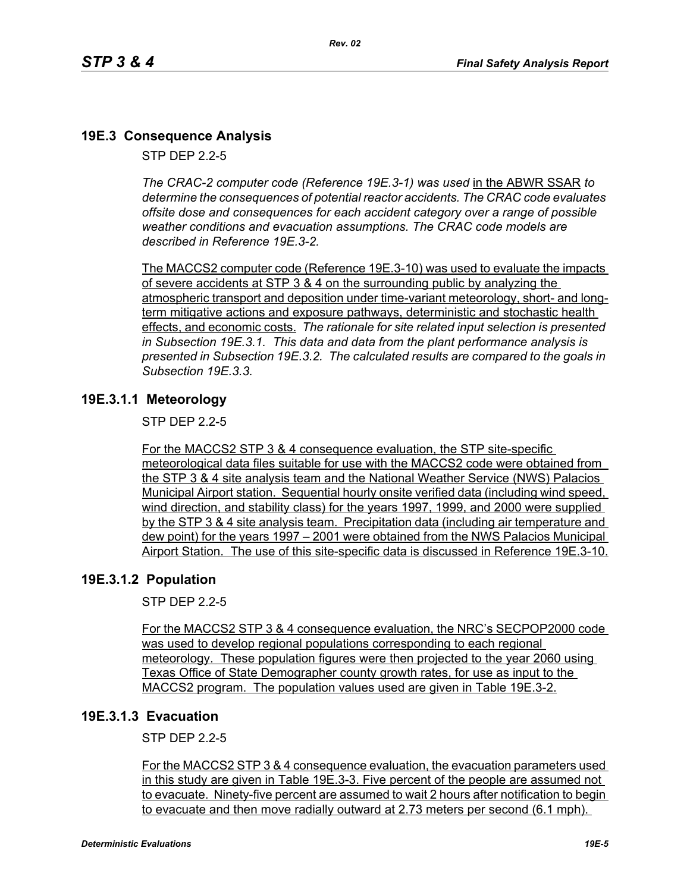## 19E.3 Consequence Analysis

STP DEP 2.2-5

*The CRAC-2 computer code (Reference 19E.3-1) was used* in the ABWR SSAR *to determine the consequences of potential reactor accidents. The CRAC code evaluates offsite dose and consequences for each accident category over a range of possible weather conditions and evacuation assumptions. The CRAC code models are described in Reference 19E.3-2.*

The MACCS2 computer code (Reference 19E.3-10) was used to evaluate the impacts of severe accidents at STP 3 & 4 on the surrounding public by analyzing the atmospheric transport and deposition under time-variant meteorology, short- and long-term mitigative actions and exposure pathways, deterministic and stochastic health effects, and economic costs. *The rationale for site related input selection is presented in Subsection 19E.3.1. This data and data from the plant performance analysis is presented in Subsection 19E.3.2. The calculated results are compared to the goals in Subsection 19E.3.3.*

### 19E.3.1.1 Meteorology

STP DEP 2.2-5

For the MACCS2 STP 3 & 4 consequence evaluation, the STP site-specific meteorological data files suitable for use with the MACCS2 code were obtained from the STP 3 & 4 site analysis team and the National Weather Service (NWS) Palacios Municipal Airport station. Sequential hourly onsite verified data (including wind speed, wind direction, and stability class) for the years 1997, 1999, and 2000 were supplied by the STP 3 & 4 site analysis team. Precipitation data (including air temperature and dew point) for the years 1997 – 2001 were obtained from the NWS Palacios Municipal Airport Station. The use of this site-specific data is discussed in Reference 19E.3-10.

### 19E.3.1.2 Population

STP DEP 2.2-5

For the MACCS2 STP 3 & 4 consequence evaluation, the NRC's SECPOP2000 code was used to develop regional populations corresponding to each regional meteorology. These population figures were then projected to the year 2060 using Texas Office of State Demographer county growth rates, for use as input to the MACCS2 program. The population values used are given in Table 19E.3-2.

### 19E.3.1.3 Evacuation

STP DEP 2.2-5

For the MACCS2 STP 3 & 4 consequence evaluation, the evacuation parameters used in this study are given in Table 19E.3-3. Five percent of the people are assumed not to evacuate. Ninety-five percent are assumed to wait 2 hours after notification to begin to evacuate and then move radially outward at 2.73 meters per second (6.1 mph).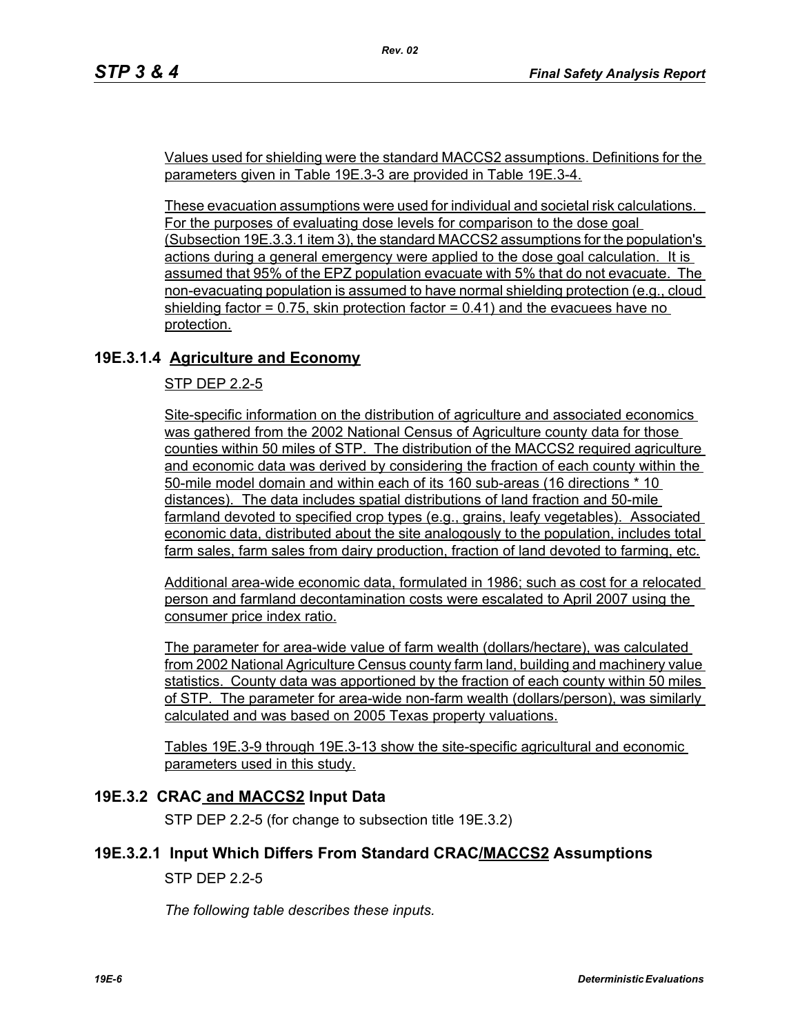Values used for shielding were the standard MACCS2 assumptions. Definitions for the parameters given in Table 19E.3-3 are provided in Table 19E.3-4.

These evacuation assumptions were used for individual and societal risk calculations. For the purposes of evaluating dose levels for comparison to the dose goal (Subsection 19E.3.3.1 item 3), the standard MACCS2 assumptions for the population's actions during a general emergency were applied to the dose goal calculation. It is assumed that 95% of the EPZ population evacuate with 5% that do not evacuate. The non-evacuating population is assumed to have normal shielding protection (e.g., cloud shielding factor = 0.75, skin protection factor = 0.41) and the evacuees have no protection.

### 19E.3.1.4 Agriculture and Economy

STP DEP 2.2-5

Site-specific information on the distribution of agriculture and associated economics was gathered from the 2002 National Census of Agriculture county data for those counties within 50 miles of STP. The distribution of the MACCS2 required agriculture and economic data was derived by considering the fraction of each county within the 50-mile model domain and within each of its 160 sub-areas (16 directions * 10 distances). The data includes spatial distributions of land fraction and 50-mile farmland devoted to specified crop types (e.g., grains, leafy vegetables). Associated economic data, distributed about the site analogously to the population, includes total farm sales, farm sales from dairy production, fraction of land devoted to farming, etc.

Additional area-wide economic data, formulated in 1986; such as cost for a relocated person and farmland decontamination costs were escalated to April 2007 using the consumer price index ratio.

The parameter for area-wide value of farm wealth (dollars/hectare), was calculated from 2002 National Agriculture Census county farm land, building and machinery value statistics. County data was apportioned by the fraction of each county within 50 miles of STP. The parameter for area-wide non-farm wealth (dollars/person), was similarly calculated and was based on 2005 Texas property valuations.

Tables 19E.3-9 through 19E.3-13 show the site-specific agricultural and economic parameters used in this study.

## 19E.3.2 CRAC and MACCS2 Input Data

STP DEP 2.2-5 (for change to subsection title 19E.3.2)

### 19E.3.2.1 Input Which Differs From Standard CRAC/MACCS2 Assumptions

STP DEP 2.2-5

*The following table describes these inputs.*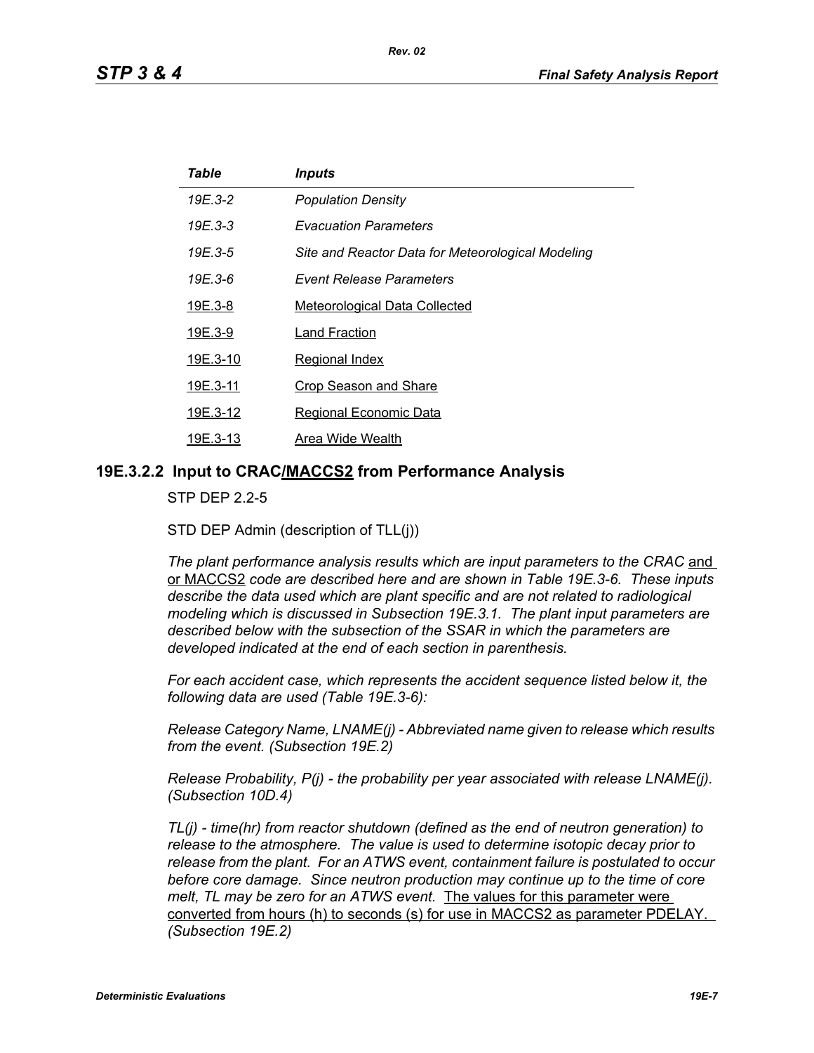| *Table* | *Inputs* |
|---|---|
| *19E.3-2* | *Population Density* |
| *19E.3-3* | *Evacuation Parameters* |
| *19E.3-5* | *Site and Reactor Data for Meteorological Modeling* |
| *19E.3-6* | *Event Release Parameters* |
| 19E.3-8 | Meteorological Data Collected |
| 19E.3-9 | Land Fraction |
| 19E.3-10 | Regional Index |
| 19E.3-11 | Crop Season and Share |
| 19E.3-12 | Regional Economic Data |
| 19E.3-13 | Area Wide Wealth |

## 19E.3.2.2 Input to CRAC/MACCS2 from Performance Analysis

STP DEP 2.2-5

STD DEP Admin (description of TLL(j))

*The plant performance analysis results which are input parameters to the CRAC* and or MACCS2 *code are described here and are shown in Table 19E.3-6. These inputs describe the data used which are plant specific and are not related to radiological modeling which is discussed in Subsection 19E.3.1. The plant input parameters are described below with the subsection of the SSAR in which the parameters are developed indicated at the end of each section in parenthesis.*

*For each accident case, which represents the accident sequence listed below it, the following data are used (Table 19E.3-6):*

*Release Category Name, LNAME(j) - Abbreviated name given to release which results from the event. (Subsection 19E.2)*

*Release Probability, P(j) - the probability per year associated with release LNAME(j). (Subsection 10D.4)*

*TL(j) - time(hr) from reactor shutdown (defined as the end of neutron generation) to release to the atmosphere. The value is used to determine isotopic decay prior to release from the plant. For an ATWS event, containment failure is postulated to occur before core damage. Since neutron production may continue up to the time of core melt, TL may be zero for an ATWS event.* The values for this parameter were converted from hours (h) to seconds (s) for use in MACCS2 as parameter PDELAY. *(Subsection 19E.2)*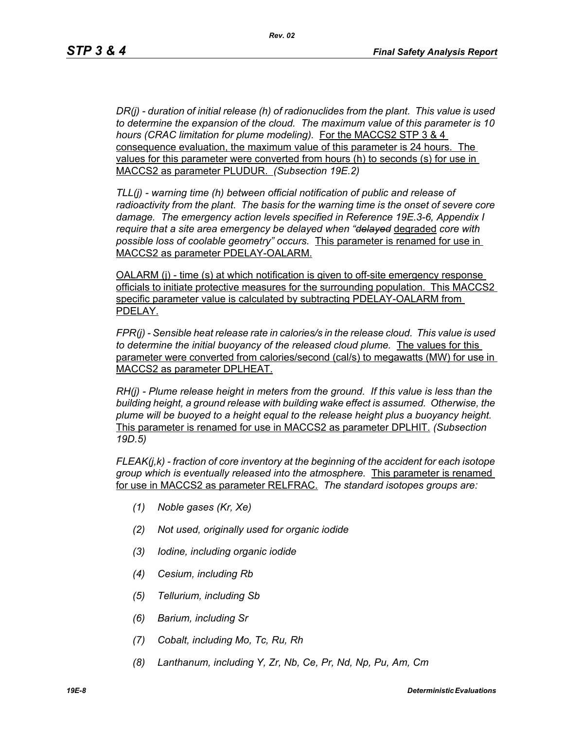*DR(j) - duration of initial release (h) of radionuclides from the plant. This value is used to determine the expansion of the cloud. The maximum value of this parameter is 10 hours (CRAC limitation for plume modeling).* <u>For the MACCS2 STP 3 & 4 consequence evaluation, the maximum value of this parameter is 24 hours. The values for this parameter were converted from hours (h) to seconds (s) for use in MACCS2 as parameter PLUDUR.</u> *(Subsection 19E.2)*

*TLL(j) - warning time (h) between official notification of public and release of radioactivity from the plant. The basis for the warning time is the onset of severe core damage. The emergency action levels specified in Reference 19E.3-6, Appendix I require that a site area emergency be delayed when "~~delayed~~* <u>degraded</u> *core with possible loss of coolable geometry" occurs.* <u>This parameter is renamed for use in MACCS2 as parameter PDELAY-OALARM.</u>

<u>OALARM (j) - time (s) at which notification is given to off-site emergency response officials to initiate protective measures for the surrounding population. This MACCS2 specific parameter value is calculated by subtracting PDELAY-OALARM from PDELAY.</u>

*FPR(j) - Sensible heat release rate in calories/s in the release cloud. This value is used to determine the initial buoyancy of the released cloud plume.* <u>The values for this parameter were converted from calories/second (cal/s) to megawatts (MW) for use in MACCS2 as parameter DPLHEAT.</u>

*RH(j) - Plume release height in meters from the ground. If this value is less than the building height, a ground release with building wake effect is assumed. Otherwise, the plume will be buoyed to a height equal to the release height plus a buoyancy height.* <u>This parameter is renamed for use in MACCS2 as parameter DPLHIT.</u> *(Subsection 19D.5)*

*FLEAK(j,k) - fraction of core inventory at the beginning of the accident for each isotope group which is eventually released into the atmosphere.* <u>This parameter is renamed for use in MACCS2 as parameter RELFRAC.</u> *The standard isotopes groups are:*

*(1) Noble gases (Kr, Xe)*

*(2) Not used, originally used for organic iodide*

*(3) Iodine, including organic iodide*

*(4) Cesium, including Rb*

*(5) Tellurium, including Sb*

*(6) Barium, including Sr*

*(7) Cobalt, including Mo, Tc, Ru, Rh*

*(8) Lanthanum, including Y, Zr, Nb, Ce, Pr, Nd, Np, Pu, Am, Cm*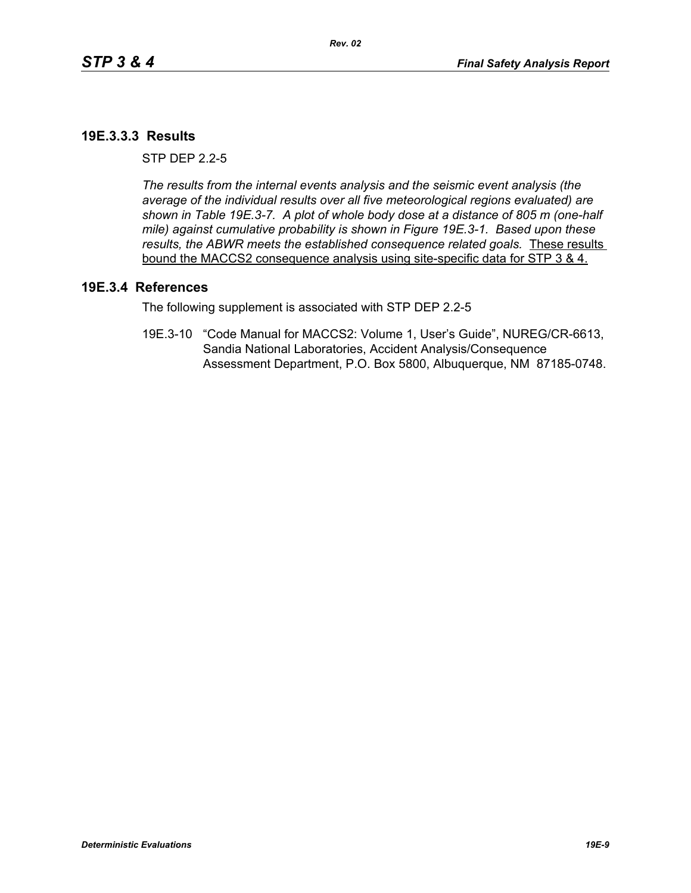### 19E.3.3.3 Results

STP DEP 2.2-5

*The results from the internal events analysis and the seismic event analysis (the average of the individual results over all five meteorological regions evaluated) are shown in Table 19E.3-7. A plot of whole body dose at a distance of 805 m (one-half mile) against cumulative probability is shown in Figure 19E.3-1. Based upon these results, the ABWR meets the established consequence related goals.* These results bound the MACCS2 consequence analysis using site-specific data for STP 3 & 4.

## 19E.3.4 References

The following supplement is associated with STP DEP 2.2-5

19E.3-10 "Code Manual for MACCS2: Volume 1, User's Guide", NUREG/CR-6613, Sandia National Laboratories, Accident Analysis/Consequence Assessment Department, P.O. Box 5800, Albuquerque, NM 87185-0748.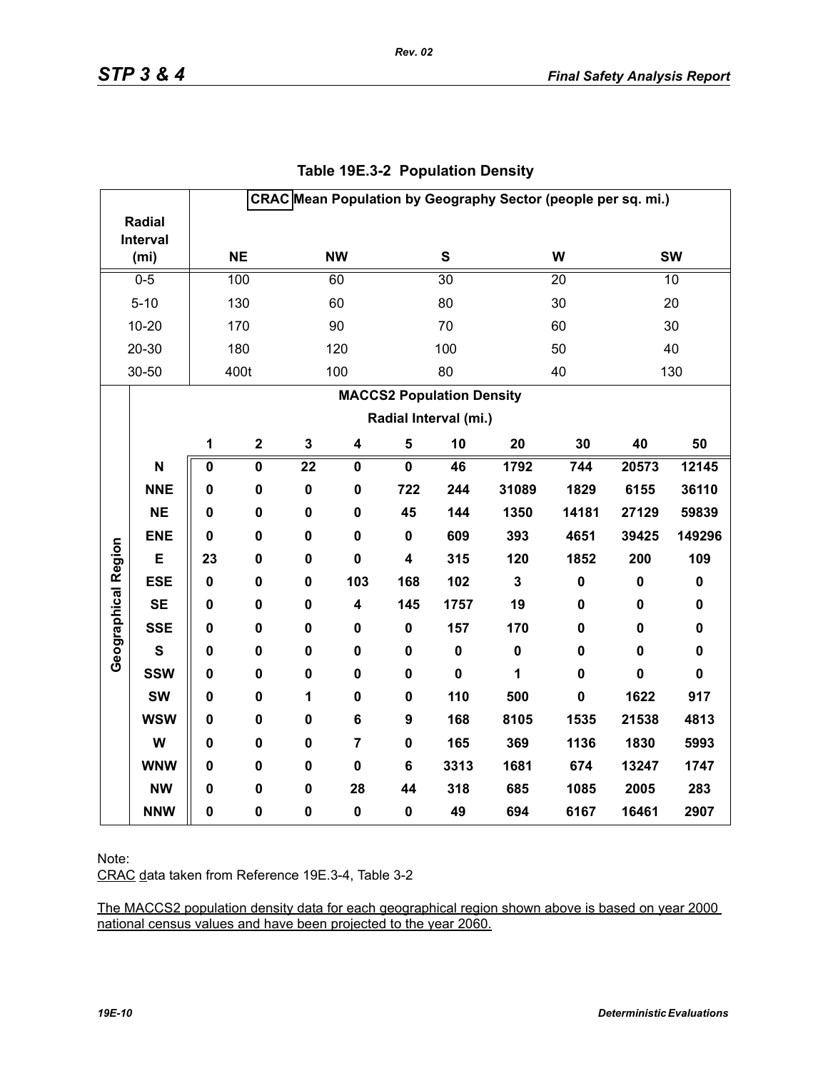## Table 19E.3-2 Population Density

| Radial Interval (mi) | CRAC Mean Population by Geography Sector (people per sq. mi.) | | | | |
|---|---|---|---|---|---|
| | NE | NW | S | W | SW |
| 0-5 | 100 | 60 | 30 | 20 | 10 |
| 5-10 | 130 | 60 | 80 | 30 | 20 |
| 10-20 | 170 | 90 | 70 | 60 | 30 |
| 20-30 | 180 | 120 | 100 | 50 | 40 |
| 30-50 | 400t | 100 | 80 | 40 | 130 |

| Geographical Region | MACCS2 Population Density Radial Interval (mi.) | | | | | | | | | |
|---|---|---|---|---|---|---|---|---|---|---|
| | 1 | 2 | 3 | 4 | 5 | 10 | 20 | 30 | 40 | 50 |
| **N** | **0** | **0** | **22** | **0** | **0** | **46** | **1792** | **744** | **20573** | **12145** |
| **NNE** | **0** | **0** | **0** | **0** | **722** | **244** | **31089** | **1829** | **6155** | **36110** |
| **NE** | **0** | **0** | **0** | **0** | **45** | **144** | **1350** | **14181** | **27129** | **59839** |
| **ENE** | **0** | **0** | **0** | **0** | **0** | **609** | **393** | **4651** | **39425** | **149296** |
| **E** | **23** | **0** | **0** | **0** | **4** | **315** | **120** | **1852** | **200** | **109** |
| **ESE** | **0** | **0** | **0** | **103** | **168** | **102** | **3** | **0** | **0** | **0** |
| **SE** | **0** | **0** | **0** | **4** | **145** | **1757** | **19** | **0** | **0** | **0** |
| **SSE** | **0** | **0** | **0** | **0** | **0** | **157** | **170** | **0** | **0** | **0** |
| **S** | **0** | **0** | **0** | **0** | **0** | **0** | **0** | **0** | **0** | **0** |
| **SSW** | **0** | **0** | **0** | **0** | **0** | **0** | **1** | **0** | **0** | **0** |
| **SW** | **0** | **0** | **1** | **0** | **0** | **110** | **500** | **0** | **1622** | **917** |
| **WSW** | **0** | **0** | **0** | **6** | **9** | **168** | **8105** | **1535** | **21538** | **4813** |
| **W** | **0** | **0** | **0** | **7** | **0** | **165** | **369** | **1136** | **1830** | **5993** |
| **WNW** | **0** | **0** | **0** | **0** | **6** | **3313** | **1681** | **674** | **13247** | **1747** |
| **NW** | **0** | **0** | **0** | **28** | **44** | **318** | **685** | **1085** | **2005** | **283** |
| **NNW** | **0** | **0** | **0** | **0** | **0** | **49** | **694** | **6167** | **16461** | **2907** |

Note:

CRAC data taken from Reference 19E.3-4, Table 3-2

The MACCS2 population density data for each geographical region shown above is based on year 2000 national census values and have been projected to the year 2060.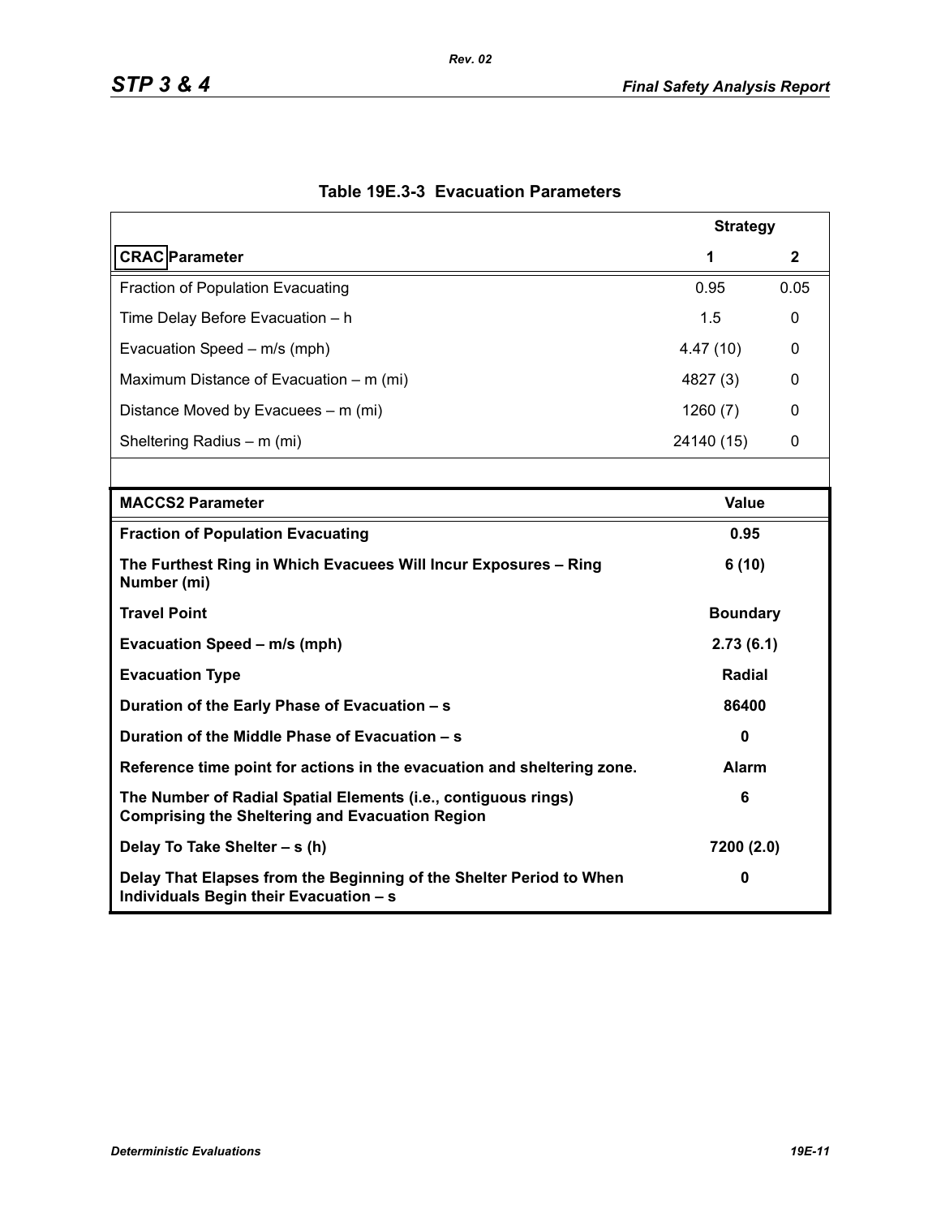## Table 19E.3-3 Evacuation Parameters

| CRAC Parameter | Strategy 1 | Strategy 2 |
|---|---|---|
| Fraction of Population Evacuating | 0.95 | 0.05 |
| Time Delay Before Evacuation – h | 1.5 | 0 |
| Evacuation Speed – m/s (mph) | 4.47 (10) | 0 |
| Maximum Distance of Evacuation – m (mi) | 4827 (3) | 0 |
| Distance Moved by Evacuees – m (mi) | 1260 (7) | 0 |
| Sheltering Radius – m (mi) | 24140 (15) | 0 |

| **MACCS2 Parameter** | **Value** |
|---|---|
| **Fraction of Population Evacuating** | **0.95** |
| **The Furthest Ring in Which Evacuees Will Incur Exposures – Ring Number (mi)** | **6 (10)** |
| **Travel Point** | **Boundary** |
| **Evacuation Speed – m/s (mph)** | **2.73 (6.1)** |
| **Evacuation Type** | **Radial** |
| **Duration of the Early Phase of Evacuation – s** | **86400** |
| **Duration of the Middle Phase of Evacuation – s** | **0** |
| **Reference time point for actions in the evacuation and sheltering zone.** | **Alarm** |
| **The Number of Radial Spatial Elements (i.e., contiguous rings) Comprising the Sheltering and Evacuation Region** | **6** |
| **Delay To Take Shelter – s (h)** | **7200 (2.0)** |
| **Delay That Elapses from the Beginning of the Shelter Period to When Individuals Begin their Evacuation – s** | **0** |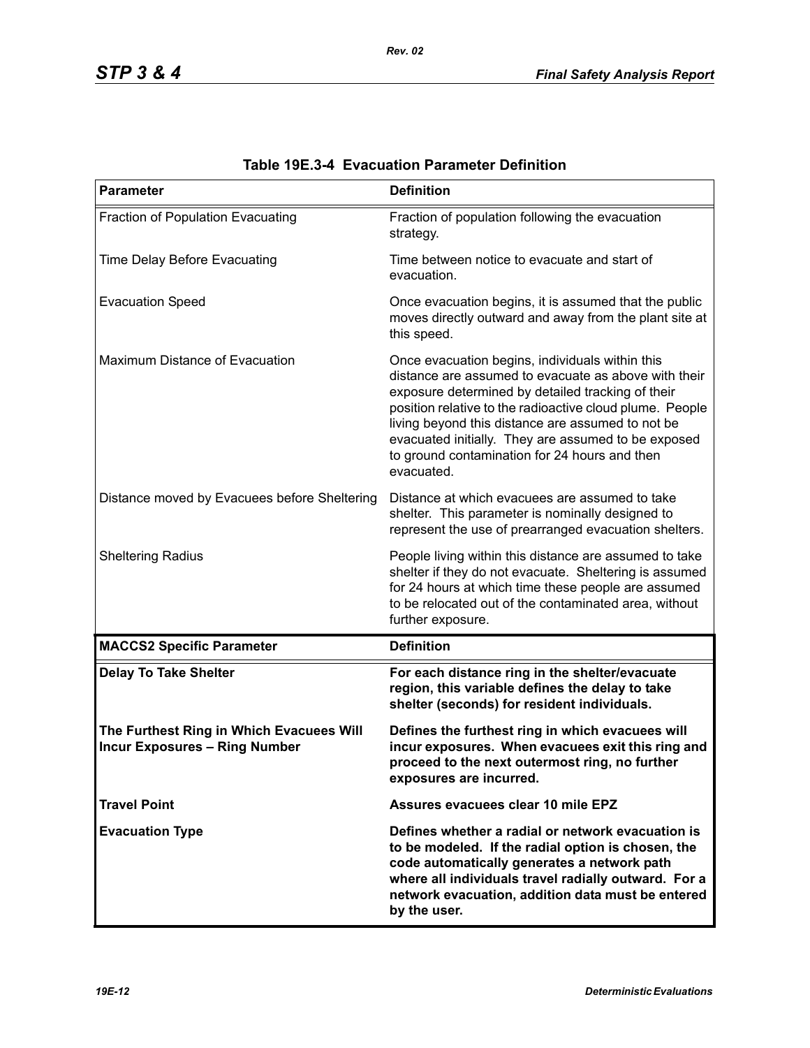**Table 19E.3-4 Evacuation Parameter Definition**

| Parameter | Definition |
|---|---|
| Fraction of Population Evacuating | Fraction of population following the evacuation strategy. |
| Time Delay Before Evacuating | Time between notice to evacuate and start of evacuation. |
| Evacuation Speed | Once evacuation begins, it is assumed that the public moves directly outward and away from the plant site at this speed. |
| Maximum Distance of Evacuation | Once evacuation begins, individuals within this distance are assumed to evacuate as above with their exposure determined by detailed tracking of their position relative to the radioactive cloud plume. People living beyond this distance are assumed to not be evacuated initially. They are assumed to be exposed to ground contamination for 24 hours and then evacuated. |
| Distance moved by Evacuees before Sheltering | Distance at which evacuees are assumed to take shelter. This parameter is nominally designed to represent the use of prearranged evacuation shelters. |
| Sheltering Radius | People living within this distance are assumed to take shelter if they do not evacuate. Sheltering is assumed for 24 hours at which time these people are assumed to be relocated out of the contaminated area, without further exposure. |
| **MACCS2 Specific Parameter** | **Definition** |
| **Delay To Take Shelter** | **For each distance ring in the shelter/evacuate region, this variable defines the delay to take shelter (seconds) for resident individuals.** |
| **The Furthest Ring in Which Evacuees Will Incur Exposures – Ring Number** | **Defines the furthest ring in which evacuees will incur exposures. When evacuees exit this ring and proceed to the next outermost ring, no further exposures are incurred.** |
| **Travel Point** | **Assures evacuees clear 10 mile EPZ** |
| **Evacuation Type** | **Defines whether a radial or network evacuation is to be modeled. If the radial option is chosen, the code automatically generates a network path where all individuals travel radially outward. For a network evacuation, addition data must be entered by the user.** |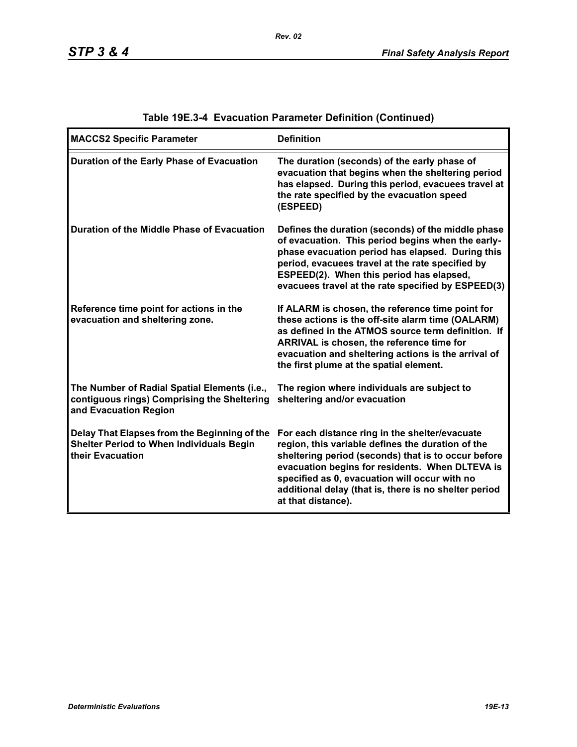## Table 19E.3-4 Evacuation Parameter Definition (Continued)

| MACCS2 Specific Parameter | Definition |
|---|---|
| Duration of the Early Phase of Evacuation | The duration (seconds) of the early phase of evacuation that begins when the sheltering period has elapsed. During this period, evacuees travel at the rate specified by the evacuation speed (ESPEED) |
| Duration of the Middle Phase of Evacuation | Defines the duration (seconds) of the middle phase of evacuation. This period begins when the early-phase evacuation period has elapsed. During this period, evacuees travel at the rate specified by ESPEED(2). When this period has elapsed, evacuees travel at the rate specified by ESPEED(3) |
| Reference time point for actions in the evacuation and sheltering zone. | If ALARM is chosen, the reference time point for these actions is the off-site alarm time (OALARM) as defined in the ATMOS source term definition. If ARRIVAL is chosen, the reference time for evacuation and sheltering actions is the arrival of the first plume at the spatial element. |
| The Number of Radial Spatial Elements (i.e., contiguous rings) Comprising the Sheltering and Evacuation Region | The region where individuals are subject to sheltering and/or evacuation |
| Delay That Elapses from the Beginning of the Shelter Period to When Individuals Begin their Evacuation | For each distance ring in the shelter/evacuate region, this variable defines the duration of the sheltering period (seconds) that is to occur before evacuation begins for residents. When DLTEVA is specified as 0, evacuation will occur with no additional delay (that is, there is no shelter period at that distance). |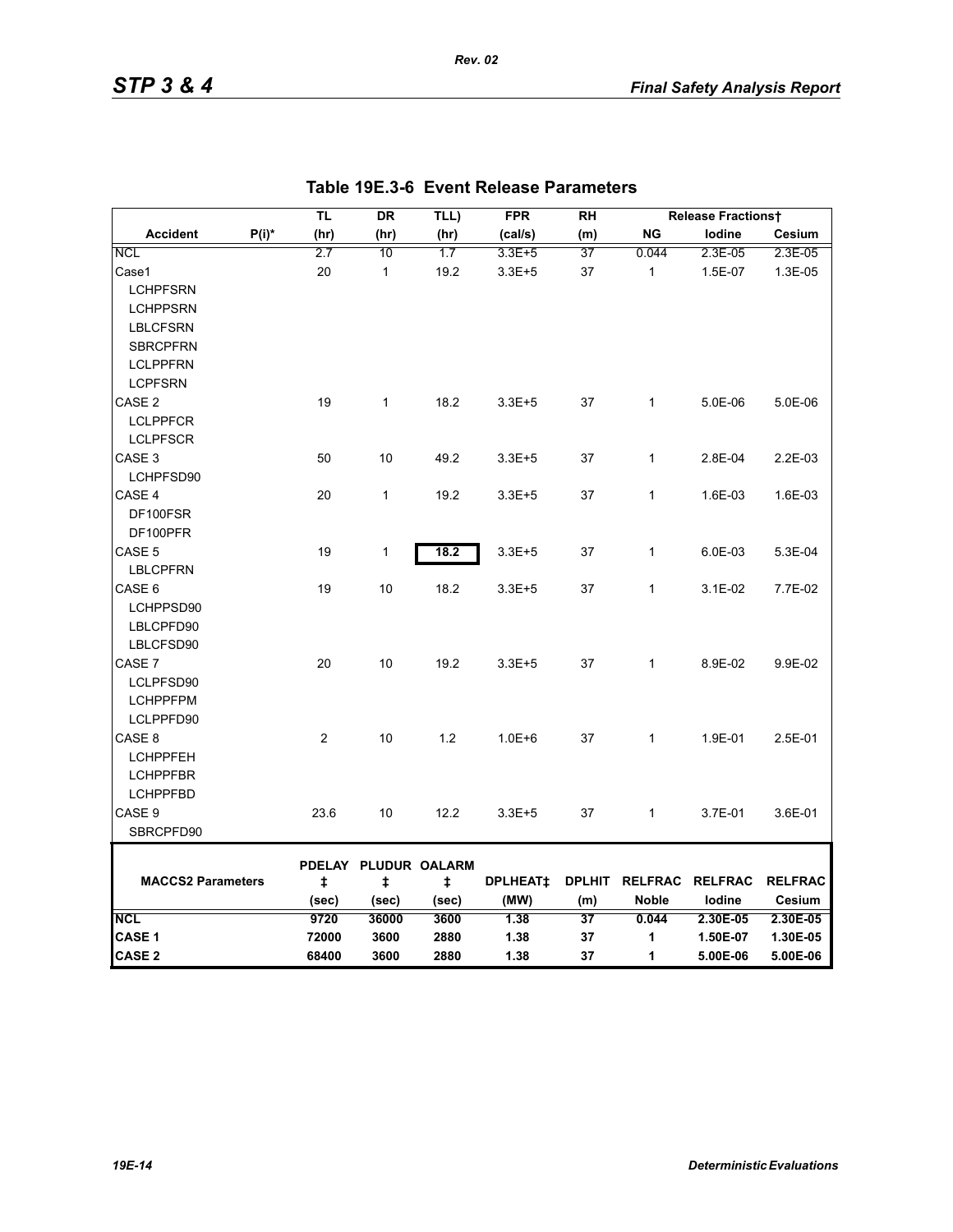## Table 19E.3-6 Event Release Parameters

| Accident | P(i)* | TL (hr) | DR (hr) | TLL) (hr) | FPR (cal/s) | RH (m) | Release Fractions† NG | Iodine | Cesium |
|---|---|---|---|---|---|---|---|---|---|
| NCL | | 2.7 | 10 | 1.7 | 3.3E+5 | 37 | 0.044 | 2.3E-05 | 2.3E-05 |
| Case1 | | 20 | 1 | 19.2 | 3.3E+5 | 37 | 1 | 1.5E-07 | 1.3E-05 |
| LCHPFSRN | | | | | | | | | |
| LCHPPSRN | | | | | | | | | |
| LBLCFSRN | | | | | | | | | |
| SBRCPFRN | | | | | | | | | |
| LCLPPFRN | | | | | | | | | |
| LCPFSRN | | | | | | | | | |
| CASE 2 | | 19 | 1 | 18.2 | 3.3E+5 | 37 | 1 | 5.0E-06 | 5.0E-06 |
| LCLPPFCR | | | | | | | | | |
| LCLPFSCR | | | | | | | | | |
| CASE 3 | | 50 | 10 | 49.2 | 3.3E+5 | 37 | 1 | 2.8E-04 | 2.2E-03 |
| LCHPFSD90 | | | | | | | | | |
| CASE 4 | | 20 | 1 | 19.2 | 3.3E+5 | 37 | 1 | 1.6E-03 | 1.6E-03 |
| DF100FSR | | | | | | | | | |
| DF100PFR | | | | | | | | | |
| CASE 5 | | 19 | 1 | **18.2** | 3.3E+5 | 37 | 1 | 6.0E-03 | 5.3E-04 |
| LBLCPFRN | | | | | | | | | |
| CASE 6 | | 19 | 10 | 18.2 | 3.3E+5 | 37 | 1 | 3.1E-02 | 7.7E-02 |
| LCHPPSD90 | | | | | | | | | |
| LBLCPFD90 | | | | | | | | | |
| LBLCFSD90 | | | | | | | | | |
| CASE 7 | | 20 | 10 | 19.2 | 3.3E+5 | 37 | 1 | 8.9E-02 | 9.9E-02 |
| LCLPFSD90 | | | | | | | | | |
| LCHPPFPM | | | | | | | | | |
| LCLPPFD90 | | | | | | | | | |
| CASE 8 | | 2 | 10 | 1.2 | 1.0E+6 | 37 | 1 | 1.9E-01 | 2.5E-01 |
| LCHPPFEH | | | | | | | | | |
| LCHPPFBR | | | | | | | | | |
| LCHPPFBD | | | | | | | | | |
| CASE 9 | | 23.6 | 10 | 12.2 | 3.3E+5 | 37 | 1 | 3.7E-01 | 3.6E-01 |
| SBRCPFD90 | | | | | | | | | |

| MACCS2 Parameters | PDELAY‡ (sec) | PLUDUR‡ (sec) | OALARM‡ (sec) | DPLHEAT‡ (MW) | DPLHIT (m) | RELFRAC Noble | RELFRAC Iodine | RELFRAC Cesium |
|---|---|---|---|---|---|---|---|---|
| **NCL** | **9720** | **36000** | **3600** | **1.38** | **37** | **0.044** | **2.30E-05** | **2.30E-05** |
| **CASE 1** | **72000** | **3600** | **2880** | **1.38** | **37** | **1** | **1.50E-07** | **1.30E-05** |
| **CASE 2** | **68400** | **3600** | **2880** | **1.38** | **37** | **1** | **5.00E-06** | **5.00E-06** |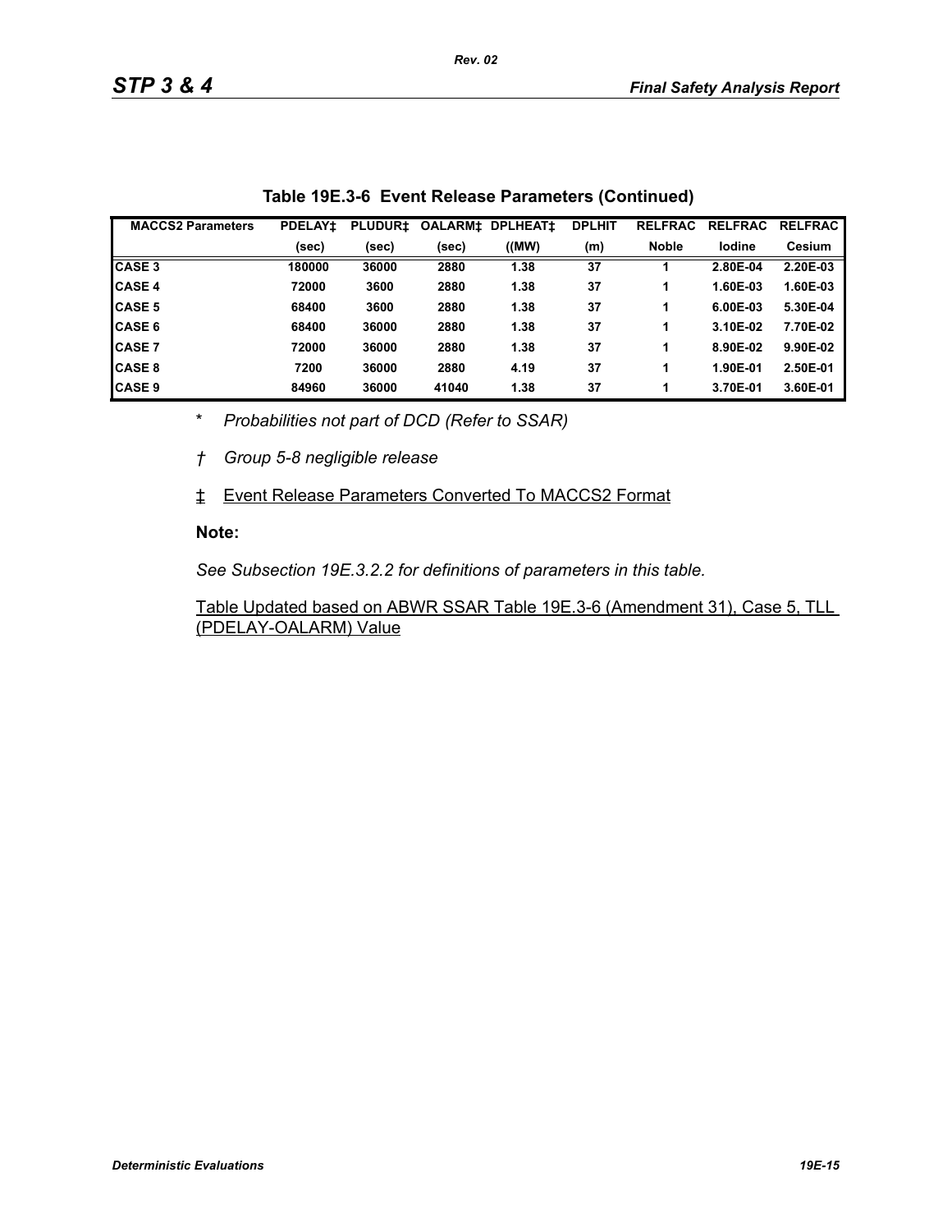**Table 19E.3-6 Event Release Parameters (Continued)**

| MACCS2 Parameters | PDELAY‡ | PLUDUR‡ | OALARM‡ | DPLHEAT‡ | DPLHIT | RELFRAC | RELFRAC | RELFRAC |
|---|---|---|---|---|---|---|---|---|
| | (sec) | (sec) | (sec) | ((MW) | (m) | Noble | Iodine | Cesium |
| CASE 3 | 180000 | 36000 | 2880 | 1.38 | 37 | 1 | 2.80E-04 | 2.20E-03 |
| CASE 4 | 72000 | 3600 | 2880 | 1.38 | 37 | 1 | 1.60E-03 | 1.60E-03 |
| CASE 5 | 68400 | 3600 | 2880 | 1.38 | 37 | 1 | 6.00E-03 | 5.30E-04 |
| CASE 6 | 68400 | 36000 | 2880 | 1.38 | 37 | 1 | 3.10E-02 | 7.70E-02 |
| CASE 7 | 72000 | 36000 | 2880 | 1.38 | 37 | 1 | 8.90E-02 | 9.90E-02 |
| CASE 8 | 7200 | 36000 | 2880 | 4.19 | 37 | 1 | 1.90E-01 | 2.50E-01 |
| CASE 9 | 84960 | 36000 | 41040 | 1.38 | 37 | 1 | 3.70E-01 | 3.60E-01 |

\* *Probabilities not part of DCD (Refer to SSAR)*

† *Group 5-8 negligible release*

‡ Event Release Parameters Converted To MACCS2 Format

**Note:**

*See Subsection 19E.3.2.2 for definitions of parameters in this table.*

Table Updated based on ABWR SSAR Table 19E.3-6 (Amendment 31), Case 5, TLL (PDELAY-OALARM) Value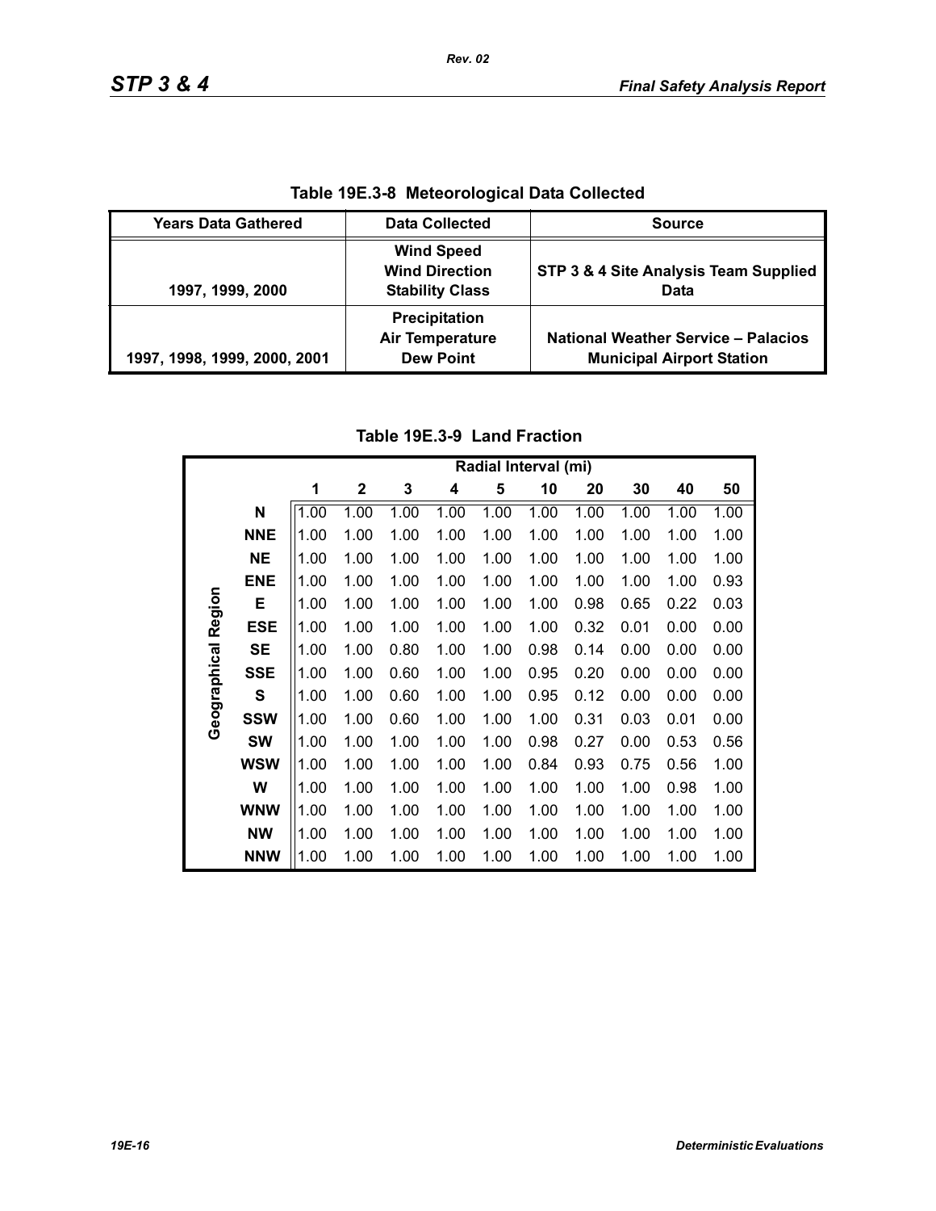**Table 19E.3-8 Meteorological Data Collected**

| Years Data Gathered | Data Collected | Source |
|---|---|---|
| 1997, 1999, 2000 | Wind Speed<br>Wind Direction<br>Stability Class | STP 3 & 4 Site Analysis Team Supplied Data |
| 1997, 1998, 1999, 2000, 2001 | Precipitation<br>Air Temperature<br>Dew Point | National Weather Service – Palacios Municipal Airport Station |

**Table 19E.3-9 Land Fraction**

| Geographical Region | Radial Interval (mi) | | | | | | | | | |
|---|---|---|---|---|---|---|---|---|---|---|
| | 1 | 2 | 3 | 4 | 5 | 10 | 20 | 30 | 40 | 50 |
| N | 1.00 | 1.00 | 1.00 | 1.00 | 1.00 | 1.00 | 1.00 | 1.00 | 1.00 | 1.00 |
| NNE | 1.00 | 1.00 | 1.00 | 1.00 | 1.00 | 1.00 | 1.00 | 1.00 | 1.00 | 1.00 |
| NE | 1.00 | 1.00 | 1.00 | 1.00 | 1.00 | 1.00 | 1.00 | 1.00 | 1.00 | 1.00 |
| ENE | 1.00 | 1.00 | 1.00 | 1.00 | 1.00 | 1.00 | 1.00 | 1.00 | 1.00 | 0.93 |
| E | 1.00 | 1.00 | 1.00 | 1.00 | 1.00 | 1.00 | 0.98 | 0.65 | 0.22 | 0.03 |
| ESE | 1.00 | 1.00 | 1.00 | 1.00 | 1.00 | 1.00 | 0.32 | 0.01 | 0.00 | 0.00 |
| SE | 1.00 | 1.00 | 0.80 | 1.00 | 1.00 | 0.98 | 0.14 | 0.00 | 0.00 | 0.00 |
| SSE | 1.00 | 1.00 | 0.60 | 1.00 | 1.00 | 0.95 | 0.20 | 0.00 | 0.00 | 0.00 |
| S | 1.00 | 1.00 | 0.60 | 1.00 | 1.00 | 0.95 | 0.12 | 0.00 | 0.00 | 0.00 |
| SSW | 1.00 | 1.00 | 0.60 | 1.00 | 1.00 | 1.00 | 0.31 | 0.03 | 0.01 | 0.00 |
| SW | 1.00 | 1.00 | 1.00 | 1.00 | 1.00 | 0.98 | 0.27 | 0.00 | 0.53 | 0.56 |
| WSW | 1.00 | 1.00 | 1.00 | 1.00 | 1.00 | 0.84 | 0.93 | 0.75 | 0.56 | 1.00 |
| W | 1.00 | 1.00 | 1.00 | 1.00 | 1.00 | 1.00 | 1.00 | 1.00 | 0.98 | 1.00 |
| WNW | 1.00 | 1.00 | 1.00 | 1.00 | 1.00 | 1.00 | 1.00 | 1.00 | 1.00 | 1.00 |
| NW | 1.00 | 1.00 | 1.00 | 1.00 | 1.00 | 1.00 | 1.00 | 1.00 | 1.00 | 1.00 |
| NNW | 1.00 | 1.00 | 1.00 | 1.00 | 1.00 | 1.00 | 1.00 | 1.00 | 1.00 | 1.00 |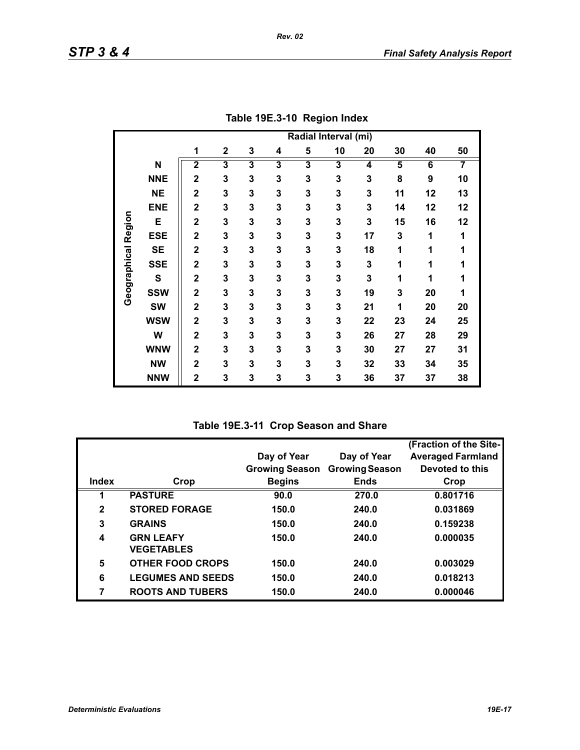**Table 19E.3-10 Region Index**

| | | Radial Interval (mi) | | | | | | | | | |
|---|---|---|---|---|---|---|---|---|---|---|---|
| | | 1 | 2 | 3 | 4 | 5 | 10 | 20 | 30 | 40 | 50 |
| Geographical Region | N | 2 | 3 | 3 | 3 | 3 | 3 | 4 | 5 | 6 | 7 |
| | NNE | 2 | 3 | 3 | 3 | 3 | 3 | 3 | 8 | 9 | 10 |
| | NE | 2 | 3 | 3 | 3 | 3 | 3 | 3 | 11 | 12 | 13 |
| | ENE | 2 | 3 | 3 | 3 | 3 | 3 | 3 | 14 | 12 | 12 |
| | E | 2 | 3 | 3 | 3 | 3 | 3 | 3 | 15 | 16 | 12 |
| | ESE | 2 | 3 | 3 | 3 | 3 | 3 | 17 | 3 | 1 | 1 |
| | SE | 2 | 3 | 3 | 3 | 3 | 3 | 18 | 1 | 1 | 1 |
| | SSE | 2 | 3 | 3 | 3 | 3 | 3 | 3 | 1 | 1 | 1 |
| | S | 2 | 3 | 3 | 3 | 3 | 3 | 3 | 1 | 1 | 1 |
| | SSW | 2 | 3 | 3 | 3 | 3 | 3 | 19 | 3 | 20 | 1 |
| | SW | 2 | 3 | 3 | 3 | 3 | 3 | 21 | 1 | 20 | 20 |
| | WSW | 2 | 3 | 3 | 3 | 3 | 3 | 22 | 23 | 24 | 25 |
| | W | 2 | 3 | 3 | 3 | 3 | 3 | 26 | 27 | 28 | 29 |
| | WNW | 2 | 3 | 3 | 3 | 3 | 3 | 30 | 27 | 27 | 31 |
| | NW | 2 | 3 | 3 | 3 | 3 | 3 | 32 | 33 | 34 | 35 |
| | NNW | 2 | 3 | 3 | 3 | 3 | 3 | 36 | 37 | 37 | 38 |

**Table 19E.3-11 Crop Season and Share**

| Index | Crop | Day of Year Growing Season Begins | Day of Year Growing Season Ends | (Fraction of the Site-Averaged Farmland Devoted to this Crop |
|---|---|---|---|---|
| 1 | PASTURE | 90.0 | 270.0 | 0.801716 |
| 2 | STORED FORAGE | 150.0 | 240.0 | 0.031869 |
| 3 | GRAINS | 150.0 | 240.0 | 0.159238 |
| 4 | GRN LEAFY VEGETABLES | 150.0 | 240.0 | 0.000035 |
| 5 | OTHER FOOD CROPS | 150.0 | 240.0 | 0.003029 |
| 6 | LEGUMES AND SEEDS | 150.0 | 240.0 | 0.018213 |
| 7 | ROOTS AND TUBERS | 150.0 | 240.0 | 0.000046 |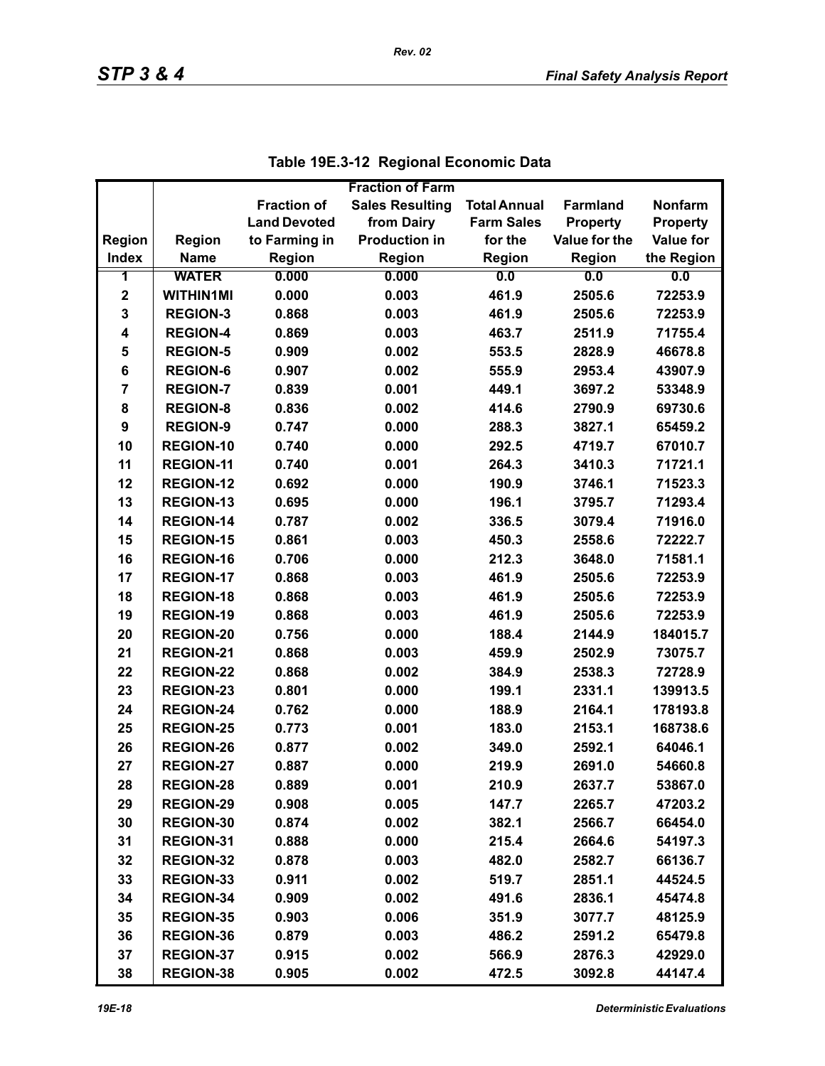**Table 19E.3-12 Regional Economic Data**

| Region Index | Region Name | Fraction of Land Devoted to Farming in Region | Fraction of Farm Sales Resulting from Dairy Production in Region | Total Annual Farm Sales for the Region | Farmland Property Value for the Region | Nonfarm Property Value for the Region |
|---|---|---|---|---|---|---|
| 1 | WATER | 0.000 | 0.000 | 0.0 | 0.0 | 0.0 |
| 2 | WITHIN1MI | 0.000 | 0.003 | 461.9 | 2505.6 | 72253.9 |
| 3 | REGION-3 | 0.868 | 0.003 | 461.9 | 2505.6 | 72253.9 |
| 4 | REGION-4 | 0.869 | 0.003 | 463.7 | 2511.9 | 71755.4 |
| 5 | REGION-5 | 0.909 | 0.002 | 553.5 | 2828.9 | 46678.8 |
| 6 | REGION-6 | 0.907 | 0.002 | 555.9 | 2953.4 | 43907.9 |
| 7 | REGION-7 | 0.839 | 0.001 | 449.1 | 3697.2 | 53348.9 |
| 8 | REGION-8 | 0.836 | 0.002 | 414.6 | 2790.9 | 69730.6 |
| 9 | REGION-9 | 0.747 | 0.000 | 288.3 | 3827.1 | 65459.2 |
| 10 | REGION-10 | 0.740 | 0.000 | 292.5 | 4719.7 | 67010.7 |
| 11 | REGION-11 | 0.740 | 0.001 | 264.3 | 3410.3 | 71721.1 |
| 12 | REGION-12 | 0.692 | 0.000 | 190.9 | 3746.1 | 71523.3 |
| 13 | REGION-13 | 0.695 | 0.000 | 196.1 | 3795.7 | 71293.4 |
| 14 | REGION-14 | 0.787 | 0.002 | 336.5 | 3079.4 | 71916.0 |
| 15 | REGION-15 | 0.861 | 0.003 | 450.3 | 2558.6 | 72222.7 |
| 16 | REGION-16 | 0.706 | 0.000 | 212.3 | 3648.0 | 71581.1 |
| 17 | REGION-17 | 0.868 | 0.003 | 461.9 | 2505.6 | 72253.9 |
| 18 | REGION-18 | 0.868 | 0.003 | 461.9 | 2505.6 | 72253.9 |
| 19 | REGION-19 | 0.868 | 0.003 | 461.9 | 2505.6 | 72253.9 |
| 20 | REGION-20 | 0.756 | 0.000 | 188.4 | 2144.9 | 184015.7 |
| 21 | REGION-21 | 0.868 | 0.003 | 459.9 | 2502.9 | 73075.7 |
| 22 | REGION-22 | 0.868 | 0.002 | 384.9 | 2538.3 | 72728.9 |
| 23 | REGION-23 | 0.801 | 0.000 | 199.1 | 2331.1 | 139913.5 |
| 24 | REGION-24 | 0.762 | 0.000 | 188.9 | 2164.1 | 178193.8 |
| 25 | REGION-25 | 0.773 | 0.001 | 183.0 | 2153.1 | 168738.6 |
| 26 | REGION-26 | 0.877 | 0.002 | 349.0 | 2592.1 | 64046.1 |
| 27 | REGION-27 | 0.887 | 0.000 | 219.9 | 2691.0 | 54660.8 |
| 28 | REGION-28 | 0.889 | 0.001 | 210.9 | 2637.7 | 53867.0 |
| 29 | REGION-29 | 0.908 | 0.005 | 147.7 | 2265.7 | 47203.2 |
| 30 | REGION-30 | 0.874 | 0.002 | 382.1 | 2566.7 | 66454.0 |
| 31 | REGION-31 | 0.888 | 0.000 | 215.4 | 2664.6 | 54197.3 |
| 32 | REGION-32 | 0.878 | 0.003 | 482.0 | 2582.7 | 66136.7 |
| 33 | REGION-33 | 0.911 | 0.002 | 519.7 | 2851.1 | 44524.5 |
| 34 | REGION-34 | 0.909 | 0.002 | 491.6 | 2836.1 | 45474.8 |
| 35 | REGION-35 | 0.903 | 0.006 | 351.9 | 3077.7 | 48125.9 |
| 36 | REGION-36 | 0.879 | 0.003 | 486.2 | 2591.2 | 65479.8 |
| 37 | REGION-37 | 0.915 | 0.002 | 566.9 | 2876.3 | 42929.0 |
| 38 | REGION-38 | 0.905 | 0.002 | 472.5 | 3092.8 | 44147.4 |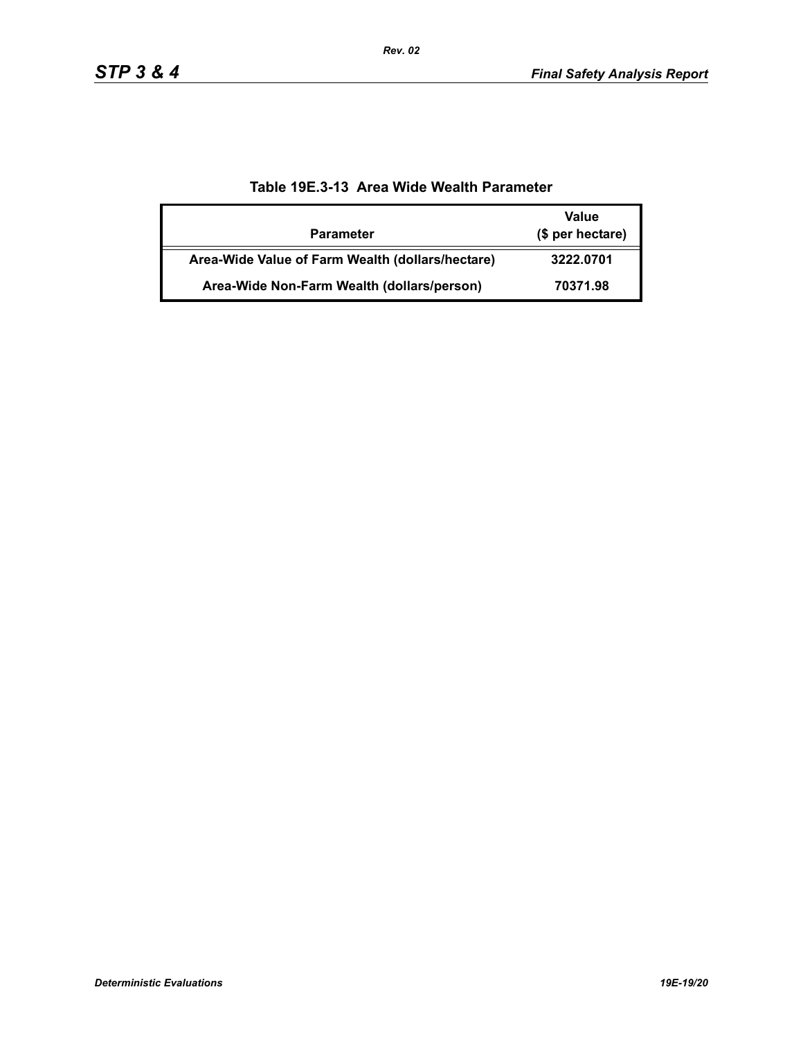**Table 19E.3-13 Area Wide Wealth Parameter**

| Parameter | Value ($ per hectare) |
|---|---|
| Area-Wide Value of Farm Wealth (dollars/hectare) | 3222.0701 |
| Area-Wide Non-Farm Wealth (dollars/person) | 70371.98 |